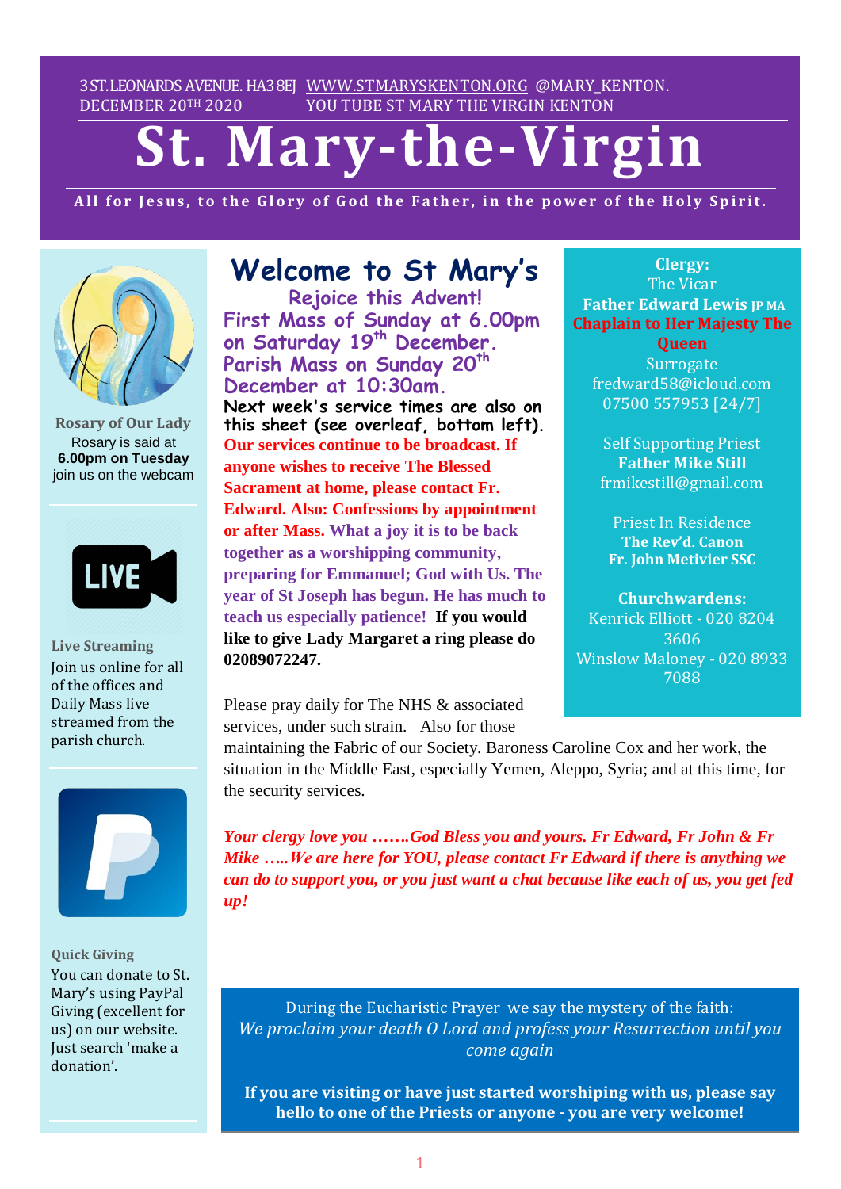3 ST.LEONARDS AVENUE. HA3 8EJ WWW.STMARYSKENTON.ORG @MARY_KENTON.
DECEMBER 20TH 2020 YOU TUBE ST MARY THE VIRGIN KENTON

# St. Mary-the-Virgin

**All for Jesus, to the Glory of God the Father, in the power of the Holy Spirit.**

## Welcome to St Mary's

**Rejoice this Advent!**

**First Mass of Sunday at 6.00pm on Saturday 19th December.**

**Parish Mass on Sunday 20th December at 10:30am.**

**Next week's service times are also on this sheet (see overleaf, bottom left).**

**Our services continue to be broadcast. If anyone wishes to receive The Blessed Sacrament at home, please contact Fr. Edward. Also: Confessions by appointment or after Mass. What a joy it is to be back together as a worshipping community, preparing for Emmanuel; God with Us. The year of St Joseph has begun. He has much to teach us especially patience! If you would like to give Lady Margaret a ring please do 02089072247.**

Please pray daily for The NHS & associated services, under such strain. Also for those maintaining the Fabric of our Society. Baroness Caroline Cox and her work, the situation in the Middle East, especially Yemen, Aleppo, Syria; and at this time, for the security services.

***Your clergy love you …….God Bless you and yours. Fr Edward, Fr John & Fr Mike …..We are here for YOU, please contact Fr Edward if there is anything we can do to support you, or you just want a chat because like each of us, you get fed up!***

**Rosary of Our Lady**
Rosary is said at **6.00pm on Tuesday** join us on the webcam

**Live Streaming**
Join us online for all of the offices and Daily Mass live streamed from the parish church.

**Quick Giving**
You can donate to St. Mary's using PayPal Giving (excellent for us) on our website. Just search 'make a donation'.

**Clergy:**
The Vicar
**Father Edward Lewis JP MA**
**Chaplain to Her Majesty The Queen**
Surrogate
fredward58@icloud.com
07500 557953 [24/7]

Self Supporting Priest
**Father Mike Still**
frmikestill@gmail.com

Priest In Residence
**The Rev'd. Canon Fr. John Metivier SSC**

**Churchwardens:**
Kenrick Elliott - 020 8204 3606
Winslow Maloney - 020 8933 7088

During the Eucharistic Prayer we say the mystery of the faith:
*We proclaim your death O Lord and profess your Resurrection until you come again*

**If you are visiting or have just started worshiping with us, please say hello to one of the Priests or anyone - you are very welcome!**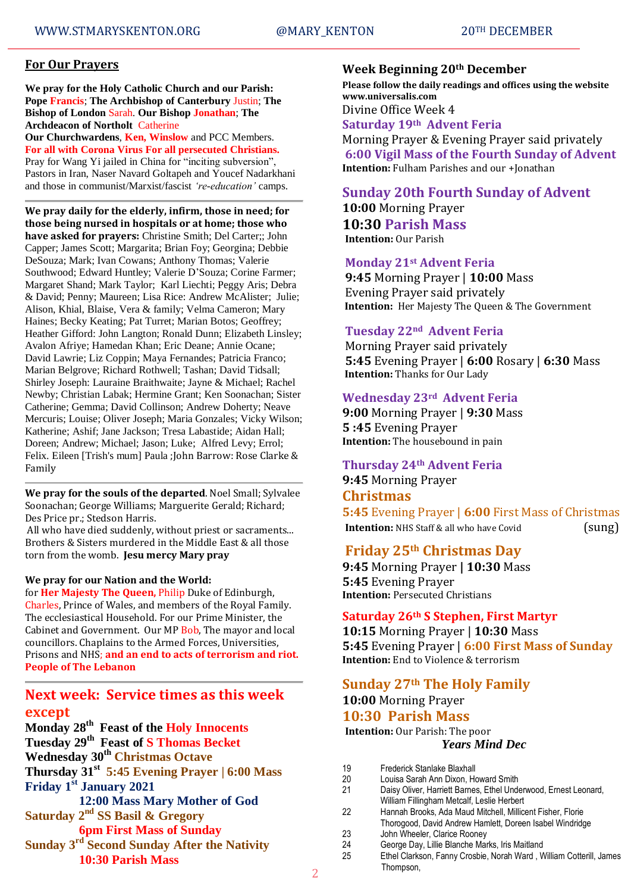## For Our Prayers

**We pray for the Holy Catholic Church and our Parish: Pope** Francis; **The Archbishop of Canterbury** Justin; **The Bishop of London** Sarah. **Our Bishop Jonathan**; **The Archdeacon of Northolt** Catherine
**Our Churchwardens**, **Ken, Winslow** and PCC Members.
**For all with Corona Virus For all persecuted Christians.**
Pray for Wang Yi jailed in China for "inciting subversion", Pastors in Iran, Naser Navard Goltapeh and Youcef Nadarkhani and those in communist/Marxist/fascist *'re-education'* camps.

---

**We pray daily for the elderly, infirm, those in need; for those being nursed in hospitals or at home; those who have asked for prayers:** Christine Smith; Del Carter;; John Capper; James Scott; Margarita; Brian Foy; Georgina; Debbie DeSouza; Mark; Ivan Cowans; Anthony Thomas; Valerie Southwood; Edward Huntley; Valerie D'Souza; Corine Farmer; Margaret Shand; Mark Taylor; Karl Liechti; Peggy Aris; Debra & David; Penny; Maureen; Lisa Rice: Andrew McAlister; Julie; Alison, Khial, Blaise, Vera & family; Velma Cameron; Mary Haines; Becky Keating; Pat Turret; Marian Botos; Geoffrey; Heather Gifford: John Langton; Ronald Dunn; Elizabeth Linsley; Avalon Afriye; Hamedan Khan; Eric Deane; Annie Ocane; David Lawrie; Liz Coppin; Maya Fernandes; Patricia Franco; Marian Belgrove; Richard Rothwell; Tashan; David Tidsall; Shirley Joseph: Lauraine Braithwaite; Jayne & Michael; Rachel Newby; Christian Labak; Hermine Grant; Ken Soonachan; Sister Catherine; Gemma; David Collinson; Andrew Doherty; Neave Mercuris; Louise; Oliver Joseph; Maria Gonzales; Vicky Wilson; Katherine; Ashif; Jane Jackson; Tresa Labastide; Aidan Hall; Doreen; Andrew; Michael; Jason; Luke; Alfred Levy; Errol; Felix. Eileen [Trish's mum] Paula ;John Barrow: Rose Clarke & Family

---

**We pray for the souls of the departed**. Noel Small; Sylvalee Soonachan; George Williams; Marguerite Gerald; Richard; Des Price pr.; Stedson Harris.
All who have died suddenly, without priest or sacraments... Brothers & Sisters murdered in the Middle East & all those torn from the womb. **Jesu mercy Mary pray**

**We pray for our Nation and the World:**
for **Her Majesty The Queen,** Philip Duke of Edinburgh, Charles, Prince of Wales, and members of the Royal Family. The ecclesiastical Household. For our Prime Minister, the Cabinet and Government. Our MP Bob, The mayor and local councillors. Chaplains to the Armed Forces, Universities, Prisons and NHS; **and an end to acts of terrorism and riot. People of The Lebanon**

---

## Next week: Service times as this week except

**Monday 28th Feast of the Holy Innocents**
**Tuesday 29th Feast of S Thomas Becket**
**Wednesday 30th Christmas Octave**
**Thursday 31st 5:45 Evening Prayer | 6:00 Mass**
**Friday 1st January 2021**
**12:00 Mass Mary Mother of God**
**Saturday 2nd SS Basil & Gregory**
**6pm First Mass of Sunday**
**Sunday 3rd Second Sunday After the Nativity**
**10:30 Parish Mass**

## Week Beginning 20th December

**Please follow the daily readings and offices using the website www.universalis.com**
Divine Office Week 4

### Saturday 19th Advent Feria
Morning Prayer & Evening Prayer said privately
**6:00 Vigil Mass of the Fourth Sunday of Advent**
**Intention:** Fulham Parishes and our +Jonathan

### Sunday 20th Fourth Sunday of Advent
**10:00** Morning Prayer
**10:30 Parish Mass**
**Intention:** Our Parish

### Monday 21st Advent Feria
**9:45** Morning Prayer | **10:00** Mass
Evening Prayer said privately
**Intention:** Her Majesty The Queen & The Government

### Tuesday 22nd Advent Feria
Morning Prayer said privately
**5:45** Evening Prayer | **6:00** Rosary | **6:30** Mass
**Intention:** Thanks for Our Lady

### Wednesday 23rd Advent Feria
**9:00** Morning Prayer | **9:30** Mass
**5 :45** Evening Prayer
**Intention:** The housebound in pain

### Thursday 24th Advent Feria
**9:45** Morning Prayer
**Christmas**
**5:45** Evening Prayer | **6:00** First Mass of Christmas (sung)
**Intention:** NHS Staff & all who have Covid

### Friday 25th Christmas Day
**9:45** Morning Prayer **|** **10:30** Mass
**5:45** Evening Prayer
**Intention:** Persecuted Christians

### Saturday 26th S Stephen, First Martyr
**10:15** Morning Prayer | **10:30** Mass
**5:45** Evening Prayer | **6:00 First Mass of Sunday**
**Intention:** End to Violence & terrorism

### Sunday 27th The Holy Family
**10:00** Morning Prayer
**10:30 Parish Mass**
**Intention:** Our Parish: The poor

***Years Mind Dec***

| | |
|---|---|
| 19 | Frederick Stanlake Blaxhall |
| 20 | Louisa Sarah Ann Dixon, Howard Smith |
| 21 | Daisy Oliver, Harriett Barnes, Ethel Underwood, Ernest Leonard, William Fillingham Metcalf, Leslie Herbert |
| 22 | Hannah Brooks, Ada Maud Mitchell, Millicent Fisher, Florie Thorogood, David Andrew Hamlett, Doreen Isabel Windridge |
| 23 | John Wheeler, Clarice Rooney |
| 24 | George Day, Lillie Blanche Marks, Iris Maitland |
| 25 | Ethel Clarkson, Fanny Crosbie, Norah Ward , William Cotterill, James Thompson, |